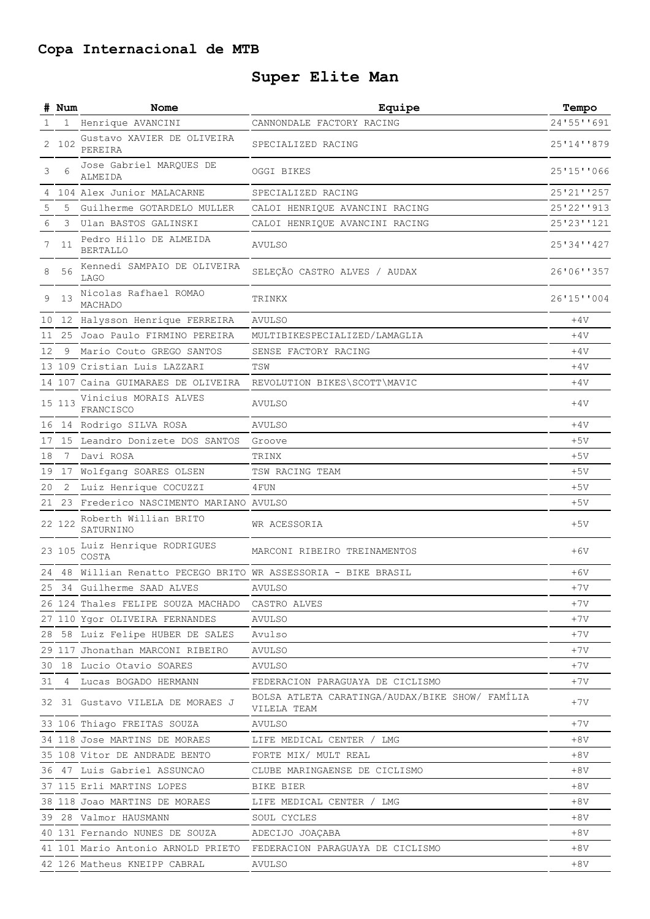## Copa Internacional de MTB

# Super Elite Man

| # | Num | Nome | Equipe | Tempo |
|---|---|---|---|---|
| 1 | 1 | Henrique AVANCINI | CANNONDALE FACTORY RACING | 24'55''691 |
| 2 | 102 | Gustavo XAVIER DE OLIVEIRA PEREIRA | SPECIALIZED RACING | 25'14''879 |
| 3 | 6 | Jose Gabriel MARQUES DE ALMEIDA | OGGI BIKES | 25'15''066 |
| 4 | 104 | Alex Junior MALACARNE | SPECIALIZED RACING | 25'21''257 |
| 5 | 5 | Guilherme GOTARDELO MULLER | CALOI HENRIQUE AVANCINI RACING | 25'22''913 |
| 6 | 3 | Ulan BASTOS GALINSKI | CALOI HENRIQUE AVANCINI RACING | 25'23''121 |
| 7 | 11 | Pedro Hillo DE ALMEIDA BERTALLO | AVULSO | 25'34''427 |
| 8 | 56 | Kennedi SAMPAIO DE OLIVEIRA LAGO | SELEÇÃO CASTRO ALVES / AUDAX | 26'06''357 |
| 9 | 13 | Nicolas Rafhael ROMAO MACHADO | TRINKX | 26'15''004 |
| 10 | 12 | Halysson Henrique FERREIRA | AVULSO | +4V |
| 11 | 25 | Joao Paulo FIRMINO PEREIRA | MULTIBIKESPECIALIZED/LAMAGLIA | +4V |
| 12 | 9 | Mario Couto GREGO SANTOS | SENSE FACTORY RACING | +4V |
| 13 | 109 | Cristian Luis LAZZARI | TSW | +4V |
| 14 | 107 | Caina GUIMARAES DE OLIVEIRA | REVOLUTION BIKES\SCOTT\MAVIC | +4V |
| 15 | 113 | Vinicius MORAIS ALVES FRANCISCO | AVULSO | +4V |
| 16 | 14 | Rodrigo SILVA ROSA | AVULSO | +4V |
| 17 | 15 | Leandro Donizete DOS SANTOS | Groove | +5V |
| 18 | 7 | Davi ROSA | TRINX | +5V |
| 19 | 17 | Wolfgang SOARES OLSEN | TSW RACING TEAM | +5V |
| 20 | 2 | Luiz Henrique COCUZZI | 4FUN | +5V |
| 21 | 23 | Frederico NASCIMENTO MARIANO | AVULSO | +5V |
| 22 | 122 | Roberth Willian BRITO SATURNINO | WR ACESSORIA | +5V |
| 23 | 105 | Luiz Henrique RODRIGUES COSTA | MARCONI RIBEIRO TREINAMENTOS | +6V |
| 24 | 48 | Willian Renatto PECEGO BRITO | WR ASSESSORIA - BIKE BRASIL | +6V |
| 25 | 34 | Guilherme SAAD ALVES | AVULSO | +7V |
| 26 | 124 | Thales FELIPE SOUZA MACHADO | CASTRO ALVES | +7V |
| 27 | 110 | Ygor OLIVEIRA FERNANDES | AVULSO | +7V |
| 28 | 58 | Luiz Felipe HUBER DE SALES | Avulso | +7V |
| 29 | 117 | Jhonathan MARCONI RIBEIRO | AVULSO | +7V |
| 30 | 18 | Lucio Otavio SOARES | AVULSO | +7V |
| 31 | 4 | Lucas BOGADO HERMANN | FEDERACION PARAGUAYA DE CICLISMO | +7V |
| 32 | 31 | Gustavo VILELA DE MORAES J | BOLSA ATLETA CARATINGA/AUDAX/BIKE SHOW/ FAMÍLIA VILELA TEAM | +7V |
| 33 | 106 | Thiago FREITAS SOUZA | AVULSO | +7V |
| 34 | 118 | Jose MARTINS DE MORAES | LIFE MEDICAL CENTER / LMG | +8V |
| 35 | 108 | Vitor DE ANDRADE BENTO | FORTE MIX/ MULT REAL | +8V |
| 36 | 47 | Luis Gabriel ASSUNCAO | CLUBE MARINGAENSE DE CICLISMO | +8V |
| 37 | 115 | Erli MARTINS LOPES | BIKE BIER | +8V |
| 38 | 118 | Joao MARTINS DE MORAES | LIFE MEDICAL CENTER / LMG | +8V |
| 39 | 28 | Valmor HAUSMANN | SOUL CYCLES | +8V |
| 40 | 131 | Fernando NUNES DE SOUZA | ADECIJO JOAÇABA | +8V |
| 41 | 101 | Mario Antonio ARNOLD PRIETO | FEDERACION PARAGUAYA DE CICLISMO | +8V |
| 42 | 126 | Matheus KNEIPP CABRAL | AVULSO | +8V |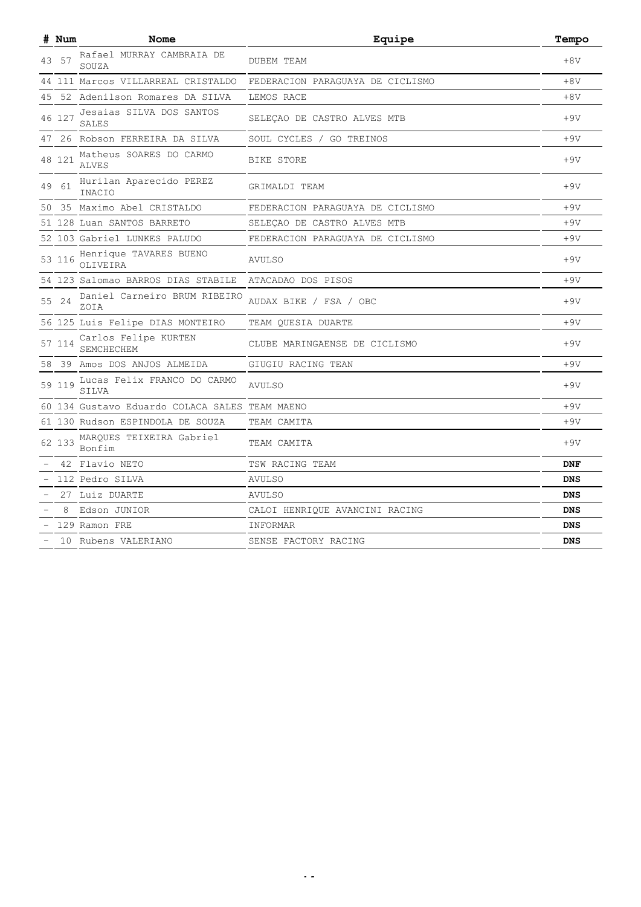| # | Num | Nome | Equipe | Tempo |
| --- | --- | --- | --- | --- |
| 43 | 57 | Rafael MURRAY CAMBRAIA DE SOUZA | DUBEM TEAM | +8V |
| 44 | 111 | Marcos VILLARREAL CRISTALDO | FEDERACION PARAGUAYA DE CICLISMO | +8V |
| 45 | 52 | Adenilson Romares DA SILVA | LEMOS RACE | +8V |
| 46 | 127 | Jesaias SILVA DOS SANTOS SALES | SELEÇAO DE CASTRO ALVES MTB | +9V |
| 47 | 26 | Robson FERREIRA DA SILVA | SOUL CYCLES / GO TREINOS | +9V |
| 48 | 121 | Matheus SOARES DO CARMO ALVES | BIKE STORE | +9V |
| 49 | 61 | Hurilan Aparecido PEREZ INACIO | GRIMALDI TEAM | +9V |
| 50 | 35 | Maximo Abel CRISTALDO | FEDERACION PARAGUAYA DE CICLISMO | +9V |
| 51 | 128 | Luan SANTOS BARRETO | SELEÇAO DE CASTRO ALVES MTB | +9V |
| 52 | 103 | Gabriel LUNKES PALUDO | FEDERACION PARAGUAYA DE CICLISMO | +9V |
| 53 | 116 | Henrique TAVARES BUENO OLIVEIRA | AVULSO | +9V |
| 54 | 123 | Salomao BARROS DIAS STABILE | ATACADAO DOS PISOS | +9V |
| 55 | 24 | Daniel Carneiro BRUM RIBEIRO ZOIA | AUDAX BIKE / FSA / OBC | +9V |
| 56 | 125 | Luis Felipe DIAS MONTEIRO | TEAM QUESIA DUARTE | +9V |
| 57 | 114 | Carlos Felipe KURTEN SEMCHECHEM | CLUBE MARINGAENSE DE CICLISMO | +9V |
| 58 | 39 | Amos DOS ANJOS ALMEIDA | GIUGIU RACING TEAN | +9V |
| 59 | 119 | Lucas Felix FRANCO DO CARMO SILVA | AVULSO | +9V |
| 60 | 134 | Gustavo Eduardo COLACA SALES | TEAM MAENO | +9V |
| 61 | 130 | Rudson ESPINDOLA DE SOUZA | TEAM CAMITA | +9V |
| 62 | 133 | MARQUES TEIXEIRA Gabriel Bonfim | TEAM CAMITA | +9V |
| - | 42 | Flavio NETO | TSW RACING TEAM | **DNF** |
| - | 112 | Pedro SILVA | AVULSO | **DNS** |
| - | 27 | Luiz DUARTE | AVULSO | **DNS** |
| - | 8 | Edson JUNIOR | CALOI HENRIQUE AVANCINI RACING | **DNS** |
| - | 129 | Ramon FRE | INFORMAR | **DNS** |
| - | 10 | Rubens VALERIANO | SENSE FACTORY RACING | **DNS** |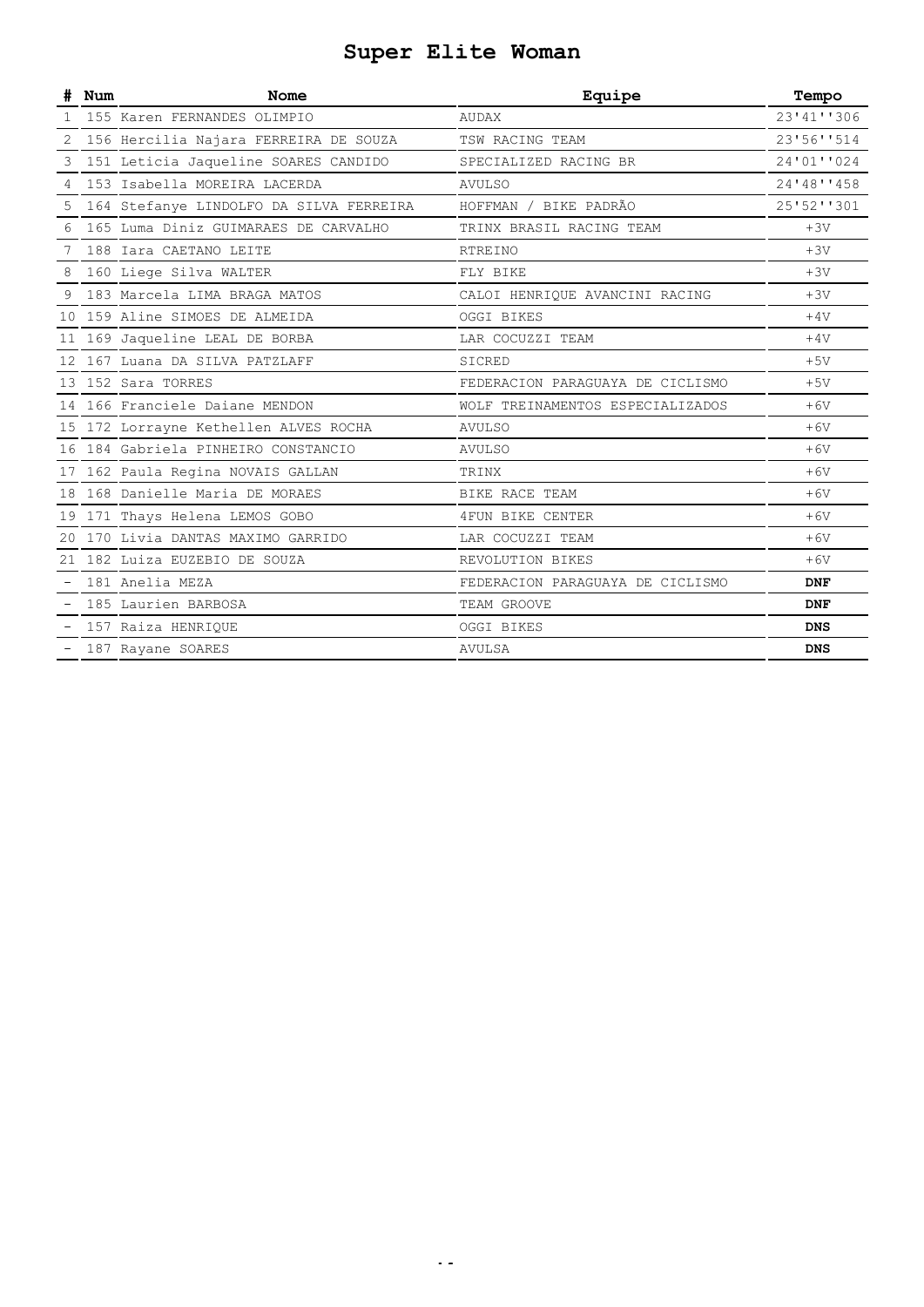# Super Elite Woman

| # | Num | Nome | Equipe | Tempo |
|---|---|---|---|---|
| 1 | 155 | Karen FERNANDES OLIMPIO | AUDAX | 23'41''306 |
| 2 | 156 | Hercilia Najara FERREIRA DE SOUZA | TSW RACING TEAM | 23'56''514 |
| 3 | 151 | Leticia Jaqueline SOARES CANDIDO | SPECIALIZED RACING BR | 24'01''024 |
| 4 | 153 | Isabella MOREIRA LACERDA | AVULSO | 24'48''458 |
| 5 | 164 | Stefanye LINDOLFO DA SILVA FERREIRA | HOFFMAN / BIKE PADRÃO | 25'52''301 |
| 6 | 165 | Luma Diniz GUIMARAES DE CARVALHO | TRINX BRASIL RACING TEAM | +3V |
| 7 | 188 | Iara CAETANO LEITE | RTREINO | +3V |
| 8 | 160 | Liege Silva WALTER | FLY BIKE | +3V |
| 9 | 183 | Marcela LIMA BRAGA MATOS | CALOI HENRIQUE AVANCINI RACING | +3V |
| 10 | 159 | Aline SIMOES DE ALMEIDA | OGGI BIKES | +4V |
| 11 | 169 | Jaqueline LEAL DE BORBA | LAR COCUZZI TEAM | +4V |
| 12 | 167 | Luana DA SILVA PATZLAFF | SICRED | +5V |
| 13 | 152 | Sara TORRES | FEDERACION PARAGUAYA DE CICLISMO | +5V |
| 14 | 166 | Franciele Daiane MENDON | WOLF TREINAMENTOS ESPECIALIZADOS | +6V |
| 15 | 172 | Lorrayne Kethellen ALVES ROCHA | AVULSO | +6V |
| 16 | 184 | Gabriela PINHEIRO CONSTANCIO | AVULSO | +6V |
| 17 | 162 | Paula Regina NOVAIS GALLAN | TRINX | +6V |
| 18 | 168 | Danielle Maria DE MORAES | BIKE RACE TEAM | +6V |
| 19 | 171 | Thays Helena LEMOS GOBO | 4FUN BIKE CENTER | +6V |
| 20 | 170 | Livia DANTAS MAXIMO GARRIDO | LAR COCUZZI TEAM | +6V |
| 21 | 182 | Luiza EUZEBIO DE SOUZA | REVOLUTION BIKES | +6V |
| - | 181 | Anelia MEZA | FEDERACION PARAGUAYA DE CICLISMO | **DNF** |
| - | 185 | Laurien BARBOSA | TEAM GROOVE | **DNF** |
| - | 157 | Raiza HENRIQUE | OGGI BIKES | **DNS** |
| - | 187 | Rayane SOARES | AVULSA | **DNS** |